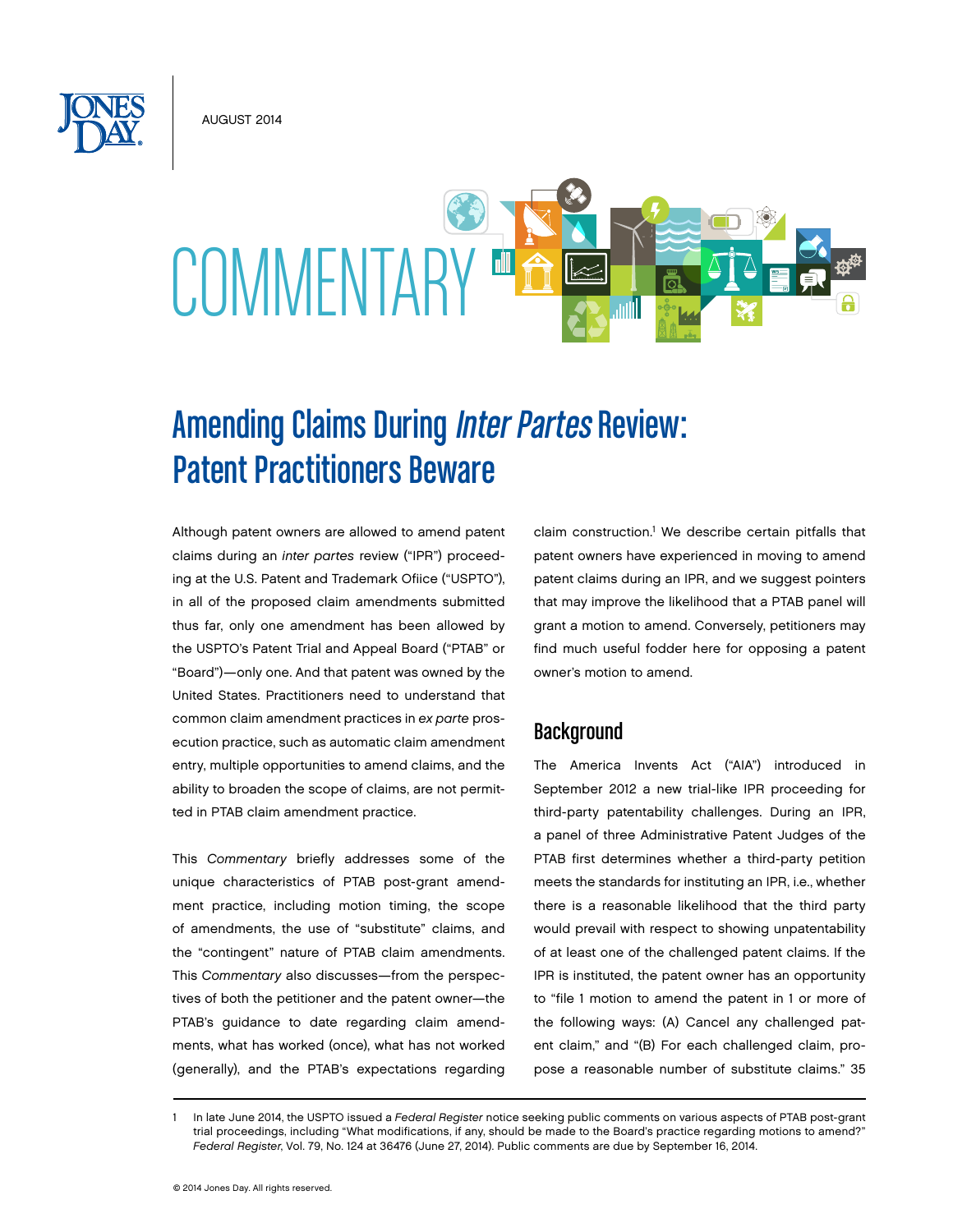AUGUST 2014

# COMMENTARY

## Amending Claims During *Inter Partes* Review: Patent Practitioners Beware

Although patent owners are allowed to amend patent claims during an *inter partes* review ("IPR") proceeding at the U.S. Patent and Trademark Ofiice ("USPTO"), in all of the proposed claim amendments submitted thus far, only one amendment has been allowed by the USPTO's Patent Trial and Appeal Board ("PTAB" or "Board")—only one. And that patent was owned by the United States. Practitioners need to understand that common claim amendment practices in *ex parte* prosecution practice, such as automatic claim amendment entry, multiple opportunities to amend claims, and the ability to broaden the scope of claims, are not permitted in PTAB claim amendment practice.

This *Commentary* briefly addresses some of the unique characteristics of PTAB post-grant amendment practice, including motion timing, the scope of amendments, the use of "substitute" claims, and the "contingent" nature of PTAB claim amendments. This *Commentary* also discusses—from the perspectives of both the petitioner and the patent owner—the PTAB's guidance to date regarding claim amendments, what has worked (once), what has not worked (generally), and the PTAB's expectations regarding claim construction.[1] We describe certain pitfalls that patent owners have experienced in moving to amend patent claims during an IPR, and we suggest pointers that may improve the likelihood that a PTAB panel will grant a motion to amend. Conversely, petitioners may find much useful fodder here for opposing a patent owner's motion to amend.

### Background

The America Invents Act ("AIA") introduced in September 2012 a new trial-like IPR proceeding for third-party patentability challenges. During an IPR, a panel of three Administrative Patent Judges of the PTAB first determines whether a third-party petition meets the standards for instituting an IPR, i.e., whether there is a reasonable likelihood that the third party would prevail with respect to showing unpatentability of at least one of the challenged patent claims. If the IPR is instituted, the patent owner has an opportunity to "file 1 motion to amend the patent in 1 or more of the following ways: (A) Cancel any challenged patent claim," and "(B) For each challenged claim, propose a reasonable number of substitute claims." 35

---

1 In late June 2014, the USPTO issued a *Federal Register* notice seeking public comments on various aspects of PTAB post-grant trial proceedings, including "What modifications, if any, should be made to the Board's practice regarding motions to amend?" *Federal Register*, Vol. 79, No. 124 at 36476 (June 27, 2014). Public comments are due by September 16, 2014.

© 2014 Jones Day. All rights reserved.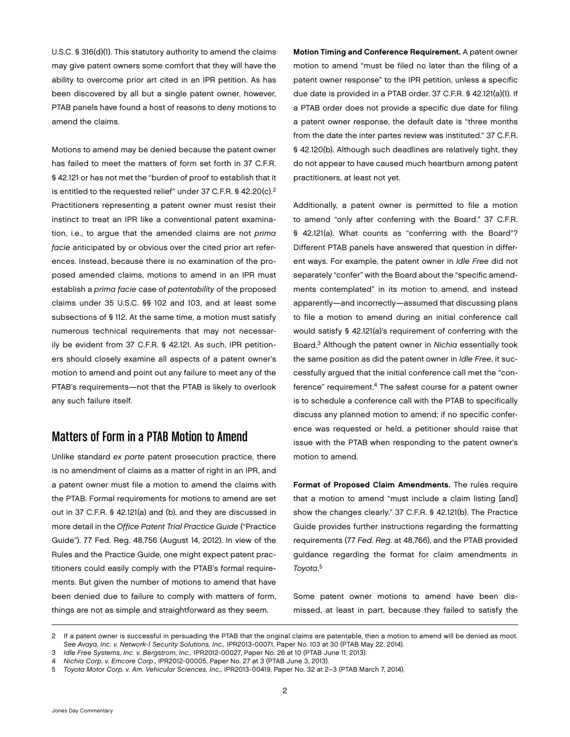U.S.C. § 316(d)(1). This statutory authority to amend the claims may give patent owners some comfort that they will have the ability to overcome prior art cited in an IPR petition. As has been discovered by all but a single patent owner, however, PTAB panels have found a host of reasons to deny motions to amend the claims.

Motions to amend may be denied because the patent owner has failed to meet the matters of form set forth in 37 C.F.R. § 42.121 or has not met the "burden of proof to establish that it is entitled to the requested relief" under 37 C.F.R. § 42.20(c).[2] Practitioners representing a patent owner must resist their instinct to treat an IPR like a conventional patent examination, i.e., to argue that the amended claims are not *prima facie* anticipated by or obvious over the cited prior art references. Instead, because there is no examination of the proposed amended claims, motions to amend in an IPR must establish a *prima facie* case of *patentability* of the proposed claims under 35 U.S.C. §§ 102 and 103, and at least some subsections of § 112. At the same time, a motion must satisfy numerous technical requirements that may not necessarily be evident from 37 C.F.R. § 42.121. As such, IPR petitioners should closely examine all aspects of a patent owner's motion to amend and point out any failure to meet any of the PTAB's requirements—not that the PTAB is likely to overlook any such failure itself.

## Matters of Form in a PTAB Motion to Amend

Unlike standard *ex parte* patent prosecution practice, there is no amendment of claims as a matter of right in an IPR, and a patent owner must file a motion to amend the claims with the PTAB. Formal requirements for motions to amend are set out in 37 C.F.R. § 42.121(a) and (b), and they are discussed in more detail in the *Office Patent Trial Practice Guide* ("Practice Guide"). 77 Fed. Reg. 48,756 (August 14, 2012). In view of the Rules and the Practice Guide, one might expect patent practitioners could easily comply with the PTAB's formal requirements. But given the number of motions to amend that have been denied due to failure to comply with matters of form, things are not as simple and straightforward as they seem.

**Motion Timing and Conference Requirement.** A patent owner motion to amend "must be filed no later than the filing of a patent owner response" to the IPR petition, unless a specific due date is provided in a PTAB order. 37 C.F.R. § 42.121(a)(1). If a PTAB order does not provide a specific due date for filing a patent owner response, the default date is "three months from the date the inter partes review was instituted." 37 C.F.R. § 42.120(b). Although such deadlines are relatively tight, they do not appear to have caused much heartburn among patent practitioners, at least not yet.

Additionally, a patent owner is permitted to file a motion to amend "only after conferring with the Board." 37 C.F.R. § 42.121(a). What counts as "conferring with the Board"? Different PTAB panels have answered that question in different ways. For example, the patent owner in *Idle Free* did not separately "confer" with the Board about the "specific amendments contemplated" in its motion to amend, and instead apparently—and incorrectly—assumed that discussing plans to file a motion to amend during an initial conference call would satisfy § 42.121(a)'s requirement of conferring with the Board.[3] Although the patent owner in *Nichia* essentially took the same position as did the patent owner in *Idle Free*, it successfully argued that the initial conference call met the "conference" requirement.[4] The safest course for a patent owner is to schedule a conference call with the PTAB to specifically discuss any planned motion to amend; if no specific conference was requested or held, a petitioner should raise that issue with the PTAB when responding to the patent owner's motion to amend.

**Format of Proposed Claim Amendments.** The rules require that a motion to amend "must include a claim listing [and] show the changes clearly." 37 C.F.R. § 42.121(b). The Practice Guide provides further instructions regarding the formatting requirements (77 *Fed. Reg.* at 48,766), and the PTAB provided guidance regarding the format for claim amendments in *Toyota*.[5]

Some patent owner motions to amend have been dismissed, at least in part, because they failed to satisfy the

---

2 If a patent owner is successful in persuading the PTAB that the original claims are patentable, then a motion to amend will be denied as moot. *See Avaya, Inc. v. Network-1 Security Solutions, Inc.,* IPR2013-00071, Paper No. 103 at 30 (PTAB May 22, 2014).

3 *Idle Free Systems, Inc. v. Bergstrom, Inc.,* IPR2012-00027, Paper No. 26 at 10 (PTAB June 11, 2013).

4 *Nichia Corp. v. Emcore Corp*., IPR2012-00005, Paper No. 27 at 3 (PTAB June 3, 2013).

5 *Toyota Motor Corp. v. Am. Vehicular Sciences, Inc.,* IPR2013-00419, Paper No. 32 at 2–3 (PTAB March 7, 2014).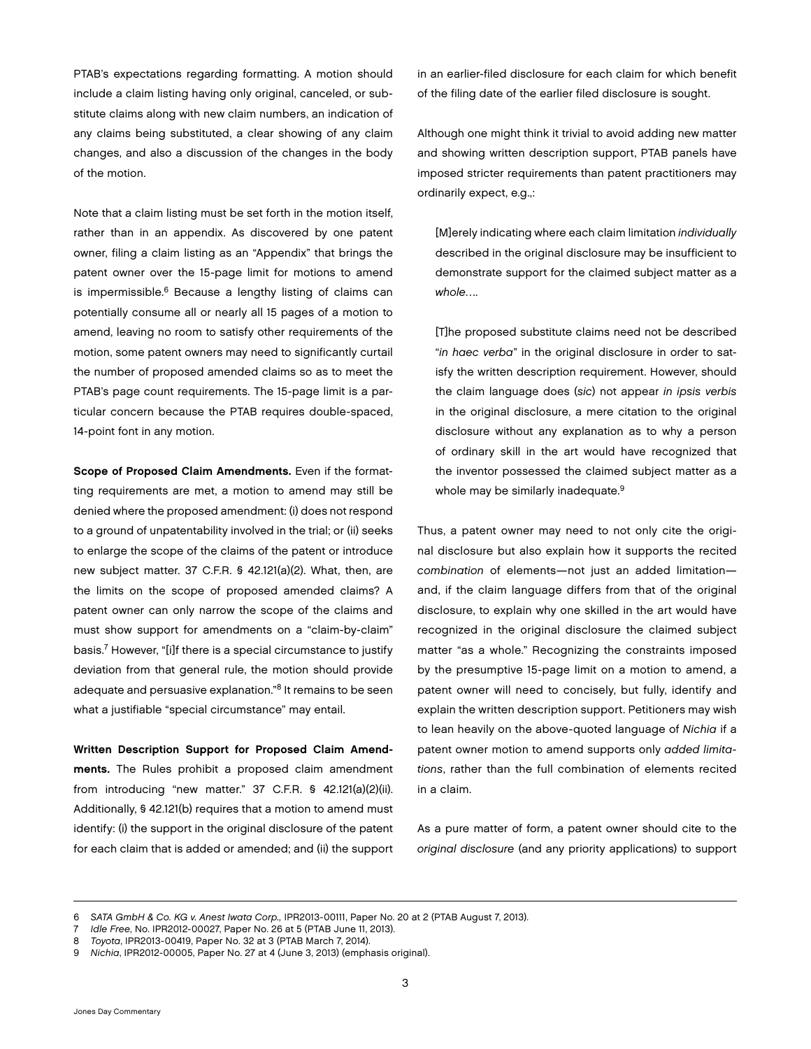PTAB's expectations regarding formatting. A motion should include a claim listing having only original, canceled, or substitute claims along with new claim numbers, an indication of any claims being substituted, a clear showing of any claim changes, and also a discussion of the changes in the body of the motion.

Note that a claim listing must be set forth in the motion itself, rather than in an appendix. As discovered by one patent owner, filing a claim listing as an "Appendix" that brings the patent owner over the 15-page limit for motions to amend is impermissible.[6] Because a lengthy listing of claims can potentially consume all or nearly all 15 pages of a motion to amend, leaving no room to satisfy other requirements of the motion, some patent owners may need to significantly curtail the number of proposed amended claims so as to meet the PTAB's page count requirements. The 15-page limit is a particular concern because the PTAB requires double-spaced, 14-point font in any motion.

**Scope of Proposed Claim Amendments.** Even if the formatting requirements are met, a motion to amend may still be denied where the proposed amendment: (i) does not respond to a ground of unpatentability involved in the trial; or (ii) seeks to enlarge the scope of the claims of the patent or introduce new subject matter. 37 C.F.R. § 42.121(a)(2). What, then, are the limits on the scope of proposed amended claims? A patent owner can only narrow the scope of the claims and must show support for amendments on a "claim-by-claim" basis.[7] However, "[i]f there is a special circumstance to justify deviation from that general rule, the motion should provide adequate and persuasive explanation."[8] It remains to be seen what a justifiable "special circumstance" may entail.

**Written Description Support for Proposed Claim Amendments.** The Rules prohibit a proposed claim amendment from introducing "new matter." 37 C.F.R. § 42.121(a)(2)(ii). Additionally, § 42.121(b) requires that a motion to amend must identify: (i) the support in the original disclosure of the patent for each claim that is added or amended; and (ii) the support in an earlier-filed disclosure for each claim for which benefit of the filing date of the earlier filed disclosure is sought.

Although one might think it trivial to avoid adding new matter and showing written description support, PTAB panels have imposed stricter requirements than patent practitioners may ordinarily expect, e.g.,:

> [M]erely indicating where each claim limitation *individually* described in the original disclosure may be insufficient to demonstrate support for the claimed subject matter as a *whole*....
>
> [T]he proposed substitute claims need not be described "*in haec verba*" in the original disclosure in order to satisfy the written description requirement. However, should the claim language does (*sic*) not appear *in ipsis verbis* in the original disclosure, a mere citation to the original disclosure without any explanation as to why a person of ordinary skill in the art would have recognized that the inventor possessed the claimed subject matter as a whole may be similarly inadequate.[9]

Thus, a patent owner may need to not only cite the original disclosure but also explain how it supports the recited *combination* of elements—not just an added limitation—and, if the claim language differs from that of the original disclosure, to explain why one skilled in the art would have recognized in the original disclosure the claimed subject matter "as a whole." Recognizing the constraints imposed by the presumptive 15-page limit on a motion to amend, a patent owner will need to concisely, but fully, identify and explain the written description support. Petitioners may wish to lean heavily on the above-quoted language of *Nichia* if a patent owner motion to amend supports only *added limitations*, rather than the full combination of elements recited in a claim.

As a pure matter of form, a patent owner should cite to the *original disclosure* (and any priority applications) to support

---

6 *SATA GmbH & Co. KG v. Anest Iwata Corp.*, IPR2013-00111, Paper No. 20 at 2 (PTAB August 7, 2013).

7 *Idle Free*, No. IPR2012-00027, Paper No. 26 at 5 (PTAB June 11, 2013).

8 *Toyota*, IPR2013-00419, Paper No. 32 at 3 (PTAB March 7, 2014).

9 *Nichia*, IPR2012-00005, Paper No. 27 at 4 (June 3, 2013) (emphasis original).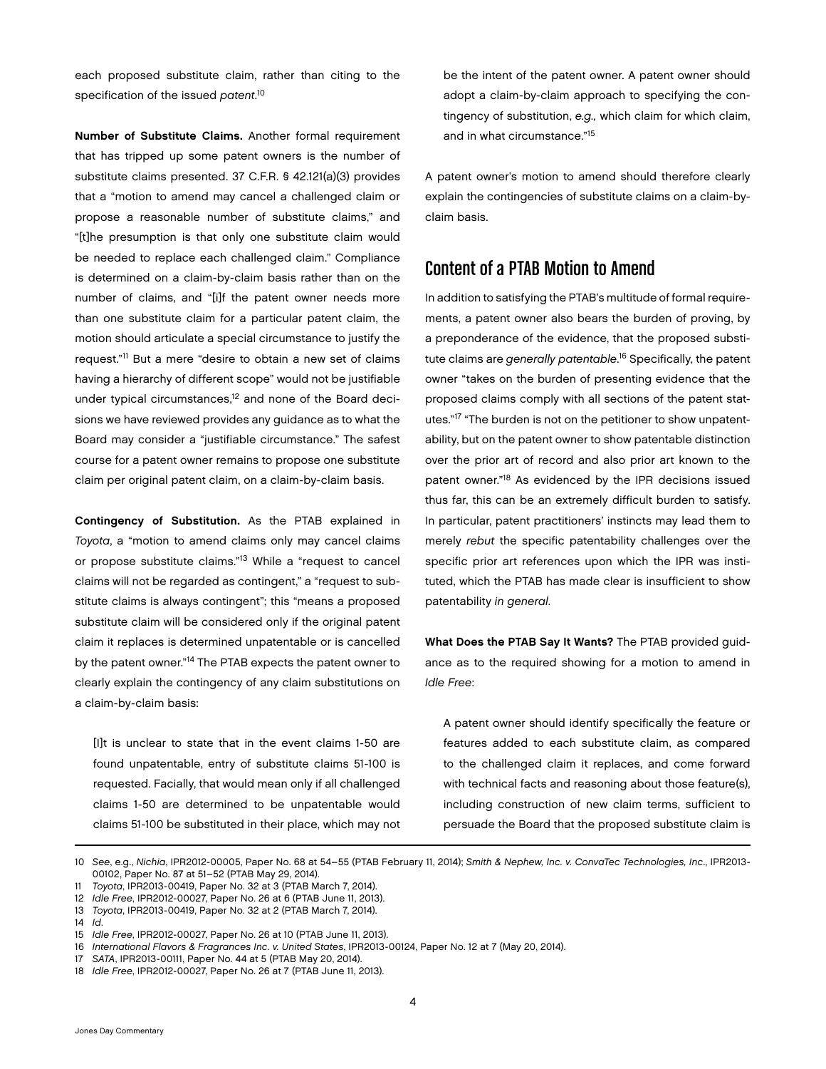each proposed substitute claim, rather than citing to the specification of the issued *patent*.[10]

**Number of Substitute Claims.** Another formal requirement that has tripped up some patent owners is the number of substitute claims presented. 37 C.F.R. § 42.121(a)(3) provides that a "motion to amend may cancel a challenged claim or propose a reasonable number of substitute claims," and "[t]he presumption is that only one substitute claim would be needed to replace each challenged claim." Compliance is determined on a claim-by-claim basis rather than on the number of claims, and "[i]f the patent owner needs more than one substitute claim for a particular patent claim, the motion should articulate a special circumstance to justify the request."[11] But a mere "desire to obtain a new set of claims having a hierarchy of different scope" would not be justifiable under typical circumstances,[12] and none of the Board decisions we have reviewed provides any guidance as to what the Board may consider a "justifiable circumstance." The safest course for a patent owner remains to propose one substitute claim per original patent claim, on a claim-by-claim basis.

**Contingency of Substitution.** As the PTAB explained in *Toyota*, a "motion to amend claims only may cancel claims or propose substitute claims."[13] While a "request to cancel claims will not be regarded as contingent," a "request to substitute claims is always contingent"; this "means a proposed substitute claim will be considered only if the original patent claim it replaces is determined unpatentable or is cancelled by the patent owner."[14] The PTAB expects the patent owner to clearly explain the contingency of any claim substitutions on a claim-by-claim basis:

> [I]t is unclear to state that in the event claims 1-50 are found unpatentable, entry of substitute claims 51-100 is requested. Facially, that would mean only if all challenged claims 1-50 are determined to be unpatentable would claims 51-100 be substituted in their place, which may not be the intent of the patent owner. A patent owner should adopt a claim-by-claim approach to specifying the contingency of substitution, *e.g.,* which claim for which claim, and in what circumstance."[15]

A patent owner's motion to amend should therefore clearly explain the contingencies of substitute claims on a claim-by-claim basis.

## Content of a PTAB Motion to Amend

In addition to satisfying the PTAB's multitude of formal requirements, a patent owner also bears the burden of proving, by a preponderance of the evidence, that the proposed substitute claims are *generally patentable*.[16] Specifically, the patent owner "takes on the burden of presenting evidence that the proposed claims comply with all sections of the patent statutes."[17] "The burden is not on the petitioner to show unpatentability, but on the patent owner to show patentable distinction over the prior art of record and also prior art known to the patent owner."[18] As evidenced by the IPR decisions issued thus far, this can be an extremely difficult burden to satisfy. In particular, patent practitioners' instincts may lead them to merely *rebut* the specific patentability challenges over the specific prior art references upon which the IPR was instituted, which the PTAB has made clear is insufficient to show patentability *in general.*

**What Does the PTAB Say It Wants?** The PTAB provided guidance as to the required showing for a motion to amend in *Idle Free*:

> A patent owner should identify specifically the feature or features added to each substitute claim, as compared to the challenged claim it replaces, and come forward with technical facts and reasoning about those feature(s), including construction of new claim terms, sufficient to persuade the Board that the proposed substitute claim is

---

10 *See*, e.g., *Nichia*, IPR2012-00005, Paper No. 68 at 54–55 (PTAB February 11, 2014); *Smith & Nephew, Inc. v. ConvaTec Technologies, Inc*., IPR2013-00102, Paper No. 87 at 51–52 (PTAB May 29, 2014).

11 *Toyota*, IPR2013-00419, Paper No. 32 at 3 (PTAB March 7, 2014).

12 *Idle Free*, IPR2012-00027, Paper No. 26 at 6 (PTAB June 11, 2013).

13 *Toyota*, IPR2013-00419, Paper No. 32 at 2 (PTAB March 7, 2014).

14 *Id*.

15 *Idle Free*, IPR2012-00027, Paper No. 26 at 10 (PTAB June 11, 2013).

16 *International Flavors & Fragrances Inc. v. United States*, IPR2013-00124, Paper No. 12 at 7 (May 20, 2014).

17 *SATA*, IPR2013-00111, Paper No. 44 at 5 (PTAB May 20, 2014).

18 *Idle Free*, IPR2012-00027, Paper No. 26 at 7 (PTAB June 11, 2013).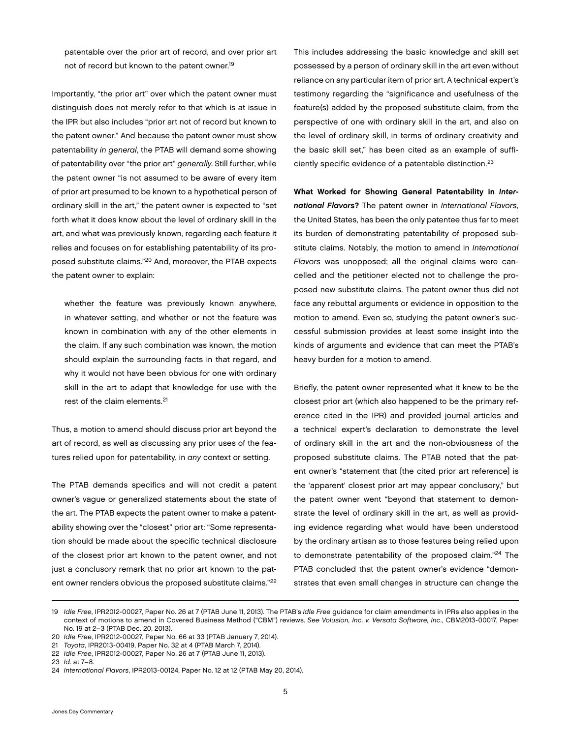patentable over the prior art of record, and over prior art not of record but known to the patent owner.[19]

Importantly, "the prior art" over which the patent owner must distinguish does not merely refer to that which is at issue in the IPR but also includes "prior art not of record but known to the patent owner." And because the patent owner must show patentability *in general*, the PTAB will demand some showing of patentability over "the prior art" *generally*. Still further, while the patent owner "is not assumed to be aware of every item of prior art presumed to be known to a hypothetical person of ordinary skill in the art," the patent owner is expected to "set forth what it does know about the level of ordinary skill in the art, and what was previously known, regarding each feature it relies and focuses on for establishing patentability of its proposed substitute claims."[20] And, moreover, the PTAB expects the patent owner to explain:

> whether the feature was previously known anywhere, in whatever setting, and whether or not the feature was known in combination with any of the other elements in the claim. If any such combination was known, the motion should explain the surrounding facts in that regard, and why it would not have been obvious for one with ordinary skill in the art to adapt that knowledge for use with the rest of the claim elements.[21]

Thus, a motion to amend should discuss prior art beyond the art of record, as well as discussing any prior uses of the features relied upon for patentability, in *any* context or setting.

The PTAB demands specifics and will not credit a patent owner's vague or generalized statements about the state of the art. The PTAB expects the patent owner to make a patentability showing over the "closest" prior art: "Some representation should be made about the specific technical disclosure of the closest prior art known to the patent owner, and not just a conclusory remark that no prior art known to the patent owner renders obvious the proposed substitute claims."[22] This includes addressing the basic knowledge and skill set possessed by a person of ordinary skill in the art even without reliance on any particular item of prior art. A technical expert's testimony regarding the "significance and usefulness of the feature(s) added by the proposed substitute claim, from the perspective of one with ordinary skill in the art, and also on the level of ordinary skill, in terms of ordinary creativity and the basic skill set," has been cited as an example of sufficiently specific evidence of a patentable distinction.[23]

**What Worked for Showing General Patentability in *International Flavors*?** The patent owner in *International Flavors*, the United States, has been the only patentee thus far to meet its burden of demonstrating patentability of proposed substitute claims. Notably, the motion to amend in *International Flavors* was unopposed; all the original claims were cancelled and the petitioner elected not to challenge the proposed new substitute claims. The patent owner thus did not face any rebuttal arguments or evidence in opposition to the motion to amend. Even so, studying the patent owner's successful submission provides at least some insight into the kinds of arguments and evidence that can meet the PTAB's heavy burden for a motion to amend.

Briefly, the patent owner represented what it knew to be the closest prior art (which also happened to be the primary reference cited in the IPR) and provided journal articles and a technical expert's declaration to demonstrate the level of ordinary skill in the art and the non-obviousness of the proposed substitute claims. The PTAB noted that the patent owner's "statement that [the cited prior art reference] is the 'apparent' closest prior art may appear conclusory," but the patent owner went "beyond that statement to demonstrate the level of ordinary skill in the art, as well as providing evidence regarding what would have been understood by the ordinary artisan as to those features being relied upon to demonstrate patentability of the proposed claim."[24] The PTAB concluded that the patent owner's evidence "demonstrates that even small changes in structure can change the

---

19 *Idle Free*, IPR2012-00027, Paper No. 26 at 7 (PTAB June 11, 2013). The PTAB's *Idle Free* guidance for claim amendments in IPRs also applies in the context of motions to amend in Covered Business Method ("CBM") reviews. *See Volusion, Inc. v. Versata Software, Inc.,* CBM2013-00017, Paper No. 19 at 2–3 (PTAB Dec. 20, 2013).

20 *Idle Free*, IPR2012-00027, Paper No. 66 at 33 (PTAB January 7, 2014).

21 *Toyota*, IPR2013-00419, Paper No. 32 at 4 (PTAB March 7, 2014).

22 *Idle Free*, IPR2012-00027, Paper No. 26 at 7 (PTAB June 11, 2013).

23 *Id.* at 7–8.

24 *International Flavors*, IPR2013-00124, Paper No. 12 at 12 (PTAB May 20, 2014).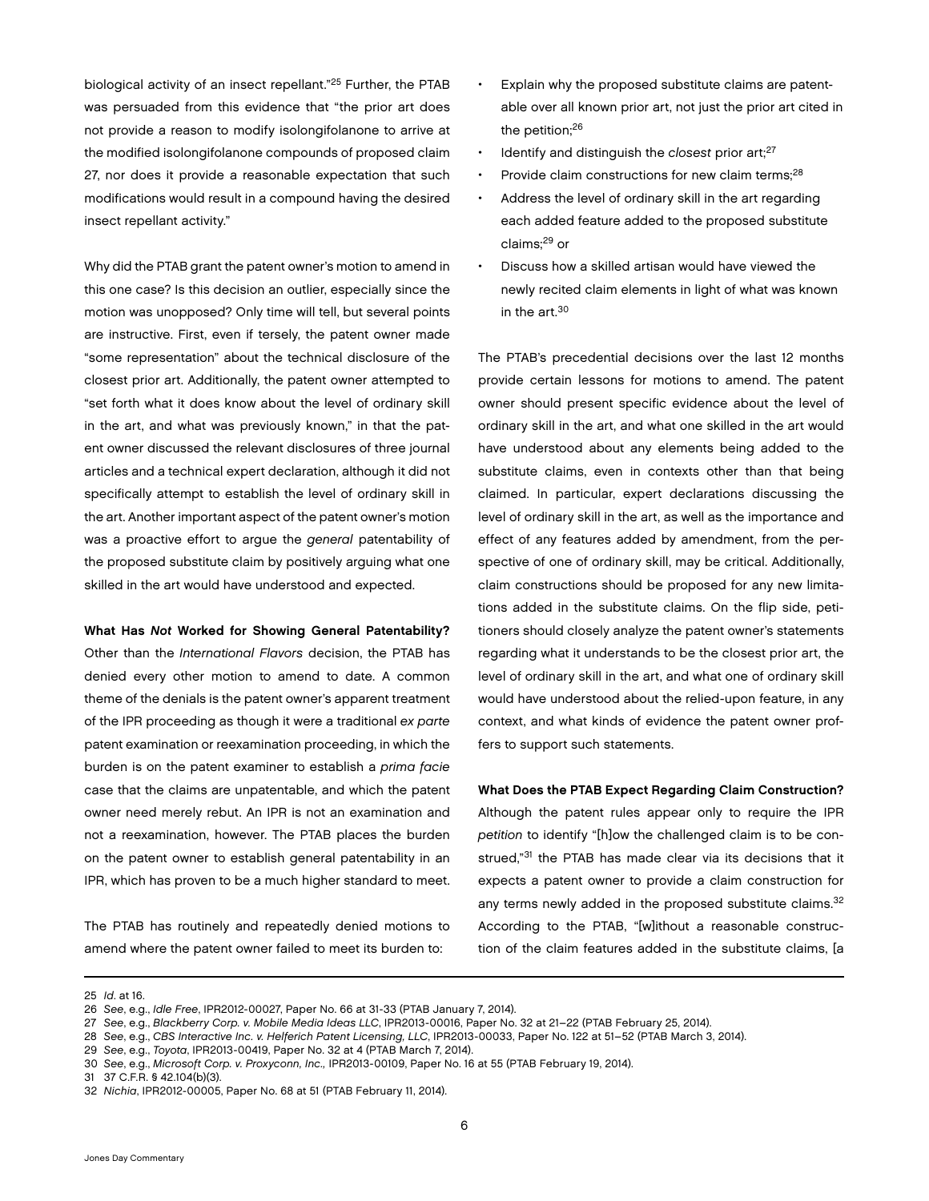biological activity of an insect repellant."[25] Further, the PTAB was persuaded from this evidence that "the prior art does not provide a reason to modify isolongifolanone to arrive at the modified isolongifolanone compounds of proposed claim 27, nor does it provide a reasonable expectation that such modifications would result in a compound having the desired insect repellant activity."

Why did the PTAB grant the patent owner's motion to amend in this one case? Is this decision an outlier, especially since the motion was unopposed? Only time will tell, but several points are instructive. First, even if tersely, the patent owner made "some representation" about the technical disclosure of the closest prior art. Additionally, the patent owner attempted to "set forth what it does know about the level of ordinary skill in the art, and what was previously known," in that the patent owner discussed the relevant disclosures of three journal articles and a technical expert declaration, although it did not specifically attempt to establish the level of ordinary skill in the art. Another important aspect of the patent owner's motion was a proactive effort to argue the *general* patentability of the proposed substitute claim by positively arguing what one skilled in the art would have understood and expected.

**What Has *Not* Worked for Showing General Patentability?** Other than the *International Flavors* decision, the PTAB has denied every other motion to amend to date. A common theme of the denials is the patent owner's apparent treatment of the IPR proceeding as though it were a traditional *ex parte* patent examination or reexamination proceeding, in which the burden is on the patent examiner to establish a *prima facie* case that the claims are unpatentable, and which the patent owner need merely rebut. An IPR is not an examination and not a reexamination, however. The PTAB places the burden on the patent owner to establish general patentability in an IPR, which has proven to be a much higher standard to meet.

The PTAB has routinely and repeatedly denied motions to amend where the patent owner failed to meet its burden to:

- Explain why the proposed substitute claims are patentable over all known prior art, not just the prior art cited in the petition;[26]
- Identify and distinguish the *closest* prior art;[27]
- Provide claim constructions for new claim terms;[28]
- Address the level of ordinary skill in the art regarding each added feature added to the proposed substitute claims;[29] or
- Discuss how a skilled artisan would have viewed the newly recited claim elements in light of what was known in the art.[30]

The PTAB's precedential decisions over the last 12 months provide certain lessons for motions to amend. The patent owner should present specific evidence about the level of ordinary skill in the art, and what one skilled in the art would have understood about any elements being added to the substitute claims, even in contexts other than that being claimed. In particular, expert declarations discussing the level of ordinary skill in the art, as well as the importance and effect of any features added by amendment, from the perspective of one of ordinary skill, may be critical. Additionally, claim constructions should be proposed for any new limitations added in the substitute claims. On the flip side, petitioners should closely analyze the patent owner's statements regarding what it understands to be the closest prior art, the level of ordinary skill in the art, and what one of ordinary skill would have understood about the relied-upon feature, in any context, and what kinds of evidence the patent owner proffers to support such statements.

**What Does the PTAB Expect Regarding Claim Construction?** Although the patent rules appear only to require the IPR *petition* to identify "[h]ow the challenged claim is to be construed,"[31] the PTAB has made clear via its decisions that it expects a patent owner to provide a claim construction for any terms newly added in the proposed substitute claims.[32] According to the PTAB, "[w]ithout a reasonable construction of the claim features added in the substitute claims, [a

---

25 *Id.* at 16.

26 *See*, e.g., *Idle Free*, IPR2012-00027, Paper No. 66 at 31-33 (PTAB January 7, 2014).

27 *See*, e.g., *Blackberry Corp. v. Mobile Media Ideas LLC*, IPR2013-00016, Paper No. 32 at 21–22 (PTAB February 25, 2014).

28 *See*, e.g., *CBS Interactive Inc. v. Helferich Patent Licensing, LLC*, IPR2013-00033, Paper No. 122 at 51–52 (PTAB March 3, 2014).

29 *See*, e.g., *Toyota*, IPR2013-00419, Paper No. 32 at 4 (PTAB March 7, 2014).

30 *See*, e.g., *Microsoft Corp. v. Proxyconn, Inc.*, IPR2013-00109, Paper No. 16 at 55 (PTAB February 19, 2014).

31 37 C.F.R. § 42.104(b)(3).

32 *Nichia*, IPR2012-00005, Paper No. 68 at 51 (PTAB February 11, 2014).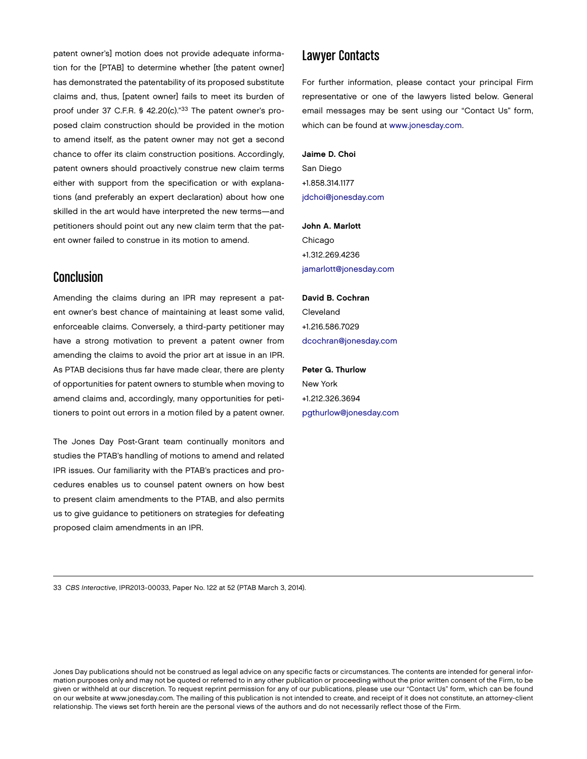patent owner's] motion does not provide adequate information for the [PTAB] to determine whether [the patent owner] has demonstrated the patentability of its proposed substitute claims and, thus, [patent owner] fails to meet its burden of proof under 37 C.F.R. § 42.20(c)."[33] The patent owner's proposed claim construction should be provided in the motion to amend itself, as the patent owner may not get a second chance to offer its claim construction positions. Accordingly, patent owners should proactively construe new claim terms either with support from the specification or with explanations (and preferably an expert declaration) about how one skilled in the art would have interpreted the new terms—and petitioners should point out any new claim term that the patent owner failed to construe in its motion to amend.

## Conclusion

Amending the claims during an IPR may represent a patent owner's best chance of maintaining at least some valid, enforceable claims. Conversely, a third-party petitioner may have a strong motivation to prevent a patent owner from amending the claims to avoid the prior art at issue in an IPR. As PTAB decisions thus far have made clear, there are plenty of opportunities for patent owners to stumble when moving to amend claims and, accordingly, many opportunities for petitioners to point out errors in a motion filed by a patent owner.

The Jones Day Post-Grant team continually monitors and studies the PTAB's handling of motions to amend and related IPR issues. Our familiarity with the PTAB's practices and procedures enables us to counsel patent owners on how best to present claim amendments to the PTAB, and also permits us to give guidance to petitioners on strategies for defeating proposed claim amendments in an IPR.

## Lawyer Contacts

For further information, please contact your principal Firm representative or one of the lawyers listed below. General email messages may be sent using our "Contact Us" form, which can be found at www.jonesday.com.

**Jaime D. Choi**
San Diego
+1.858.314.1177
jdchoi@jonesday.com

**John A. Marlott**
Chicago
+1.312.269.4236
jamarlott@jonesday.com

**David B. Cochran**
Cleveland
+1.216.586.7029
dcochran@jonesday.com

**Peter G. Thurlow**
New York
+1.212.326.3694
pgthurlow@jonesday.com

---

33 *CBS Interactive*, IPR2013-00033, Paper No. 122 at 52 (PTAB March 3, 2014).

Jones Day publications should not be construed as legal advice on any specific facts or circumstances. The contents are intended for general information purposes only and may not be quoted or referred to in any other publication or proceeding without the prior written consent of the Firm, to be given or withheld at our discretion. To request reprint permission for any of our publications, please use our "Contact Us" form, which can be found on our website at www.jonesday.com. The mailing of this publication is not intended to create, and receipt of it does not constitute, an attorney-client relationship. The views set forth herein are the personal views of the authors and do not necessarily reflect those of the Firm.